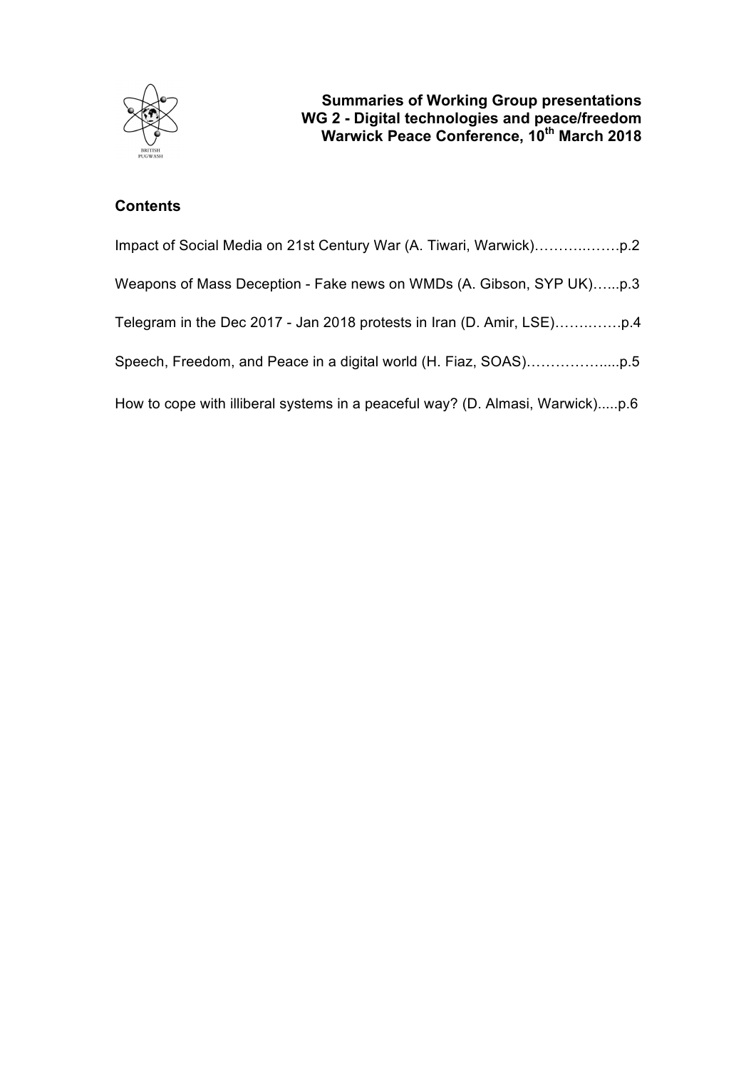**Summaries of Working Group presentations**
**WG 2 - Digital technologies and peace/freedom**
**Warwick Peace Conference, 10th March 2018**

## Contents

Impact of Social Media on 21st Century War (A. Tiwari, Warwick)……….…….p.2

Weapons of Mass Deception - Fake news on WMDs (A. Gibson, SYP UK)…...p.3

Telegram in the Dec 2017 - Jan 2018 protests in Iran (D. Amir, LSE)…….……p.4

Speech, Freedom, and Peace in a digital world (H. Fiaz, SOAS)……………....p.5

How to cope with illiberal systems in a peaceful way? (D. Almasi, Warwick).....p.6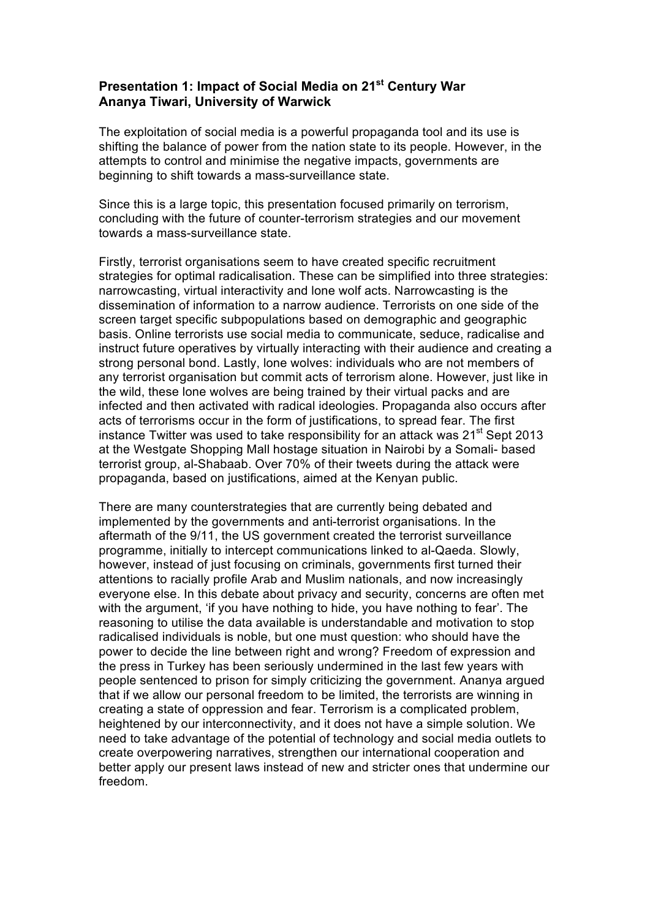**Presentation 1: Impact of Social Media on 21st Century War**
**Ananya Tiwari, University of Warwick**

The exploitation of social media is a powerful propaganda tool and its use is shifting the balance of power from the nation state to its people. However, in the attempts to control and minimise the negative impacts, governments are beginning to shift towards a mass-surveillance state.

Since this is a large topic, this presentation focused primarily on terrorism, concluding with the future of counter-terrorism strategies and our movement towards a mass-surveillance state.

Firstly, terrorist organisations seem to have created specific recruitment strategies for optimal radicalisation. These can be simplified into three strategies: narrowcasting, virtual interactivity and lone wolf acts. Narrowcasting is the dissemination of information to a narrow audience. Terrorists on one side of the screen target specific subpopulations based on demographic and geographic basis. Online terrorists use social media to communicate, seduce, radicalise and instruct future operatives by virtually interacting with their audience and creating a strong personal bond. Lastly, lone wolves: individuals who are not members of any terrorist organisation but commit acts of terrorism alone. However, just like in the wild, these lone wolves are being trained by their virtual packs and are infected and then activated with radical ideologies. Propaganda also occurs after acts of terrorisms occur in the form of justifications, to spread fear. The first instance Twitter was used to take responsibility for an attack was 21st Sept 2013 at the Westgate Shopping Mall hostage situation in Nairobi by a Somali- based terrorist group, al-Shabaab. Over 70% of their tweets during the attack were propaganda, based on justifications, aimed at the Kenyan public.

There are many counterstrategies that are currently being debated and implemented by the governments and anti-terrorist organisations. In the aftermath of the 9/11, the US government created the terrorist surveillance programme, initially to intercept communications linked to al-Qaeda. Slowly, however, instead of just focusing on criminals, governments first turned their attentions to racially profile Arab and Muslim nationals, and now increasingly everyone else. In this debate about privacy and security, concerns are often met with the argument, 'if you have nothing to hide, you have nothing to fear'. The reasoning to utilise the data available is understandable and motivation to stop radicalised individuals is noble, but one must question: who should have the power to decide the line between right and wrong? Freedom of expression and the press in Turkey has been seriously undermined in the last few years with people sentenced to prison for simply criticizing the government. Ananya argued that if we allow our personal freedom to be limited, the terrorists are winning in creating a state of oppression and fear. Terrorism is a complicated problem, heightened by our interconnectivity, and it does not have a simple solution. We need to take advantage of the potential of technology and social media outlets to create overpowering narratives, strengthen our international cooperation and better apply our present laws instead of new and stricter ones that undermine our freedom.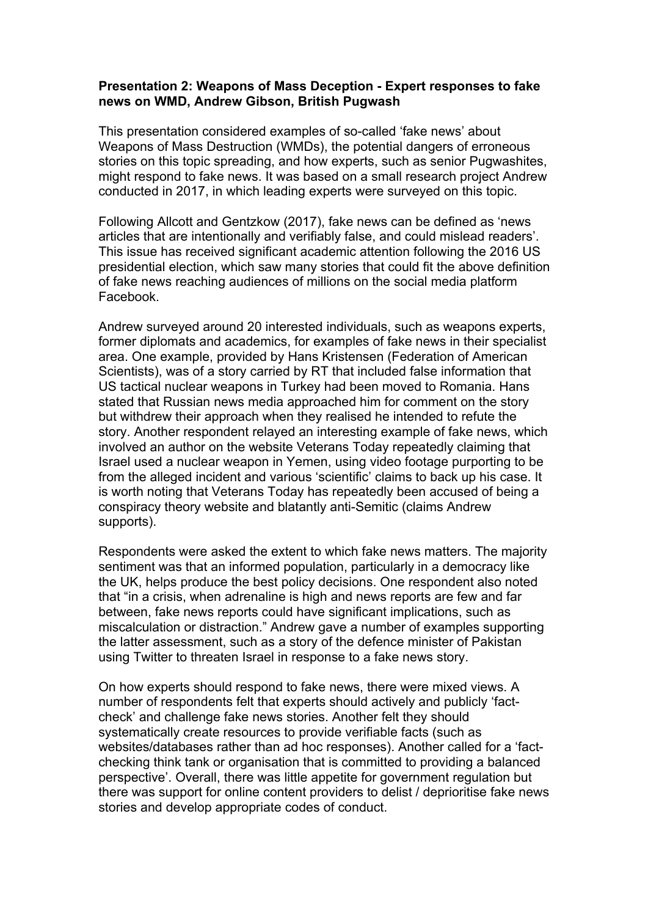**Presentation 2: Weapons of Mass Deception - Expert responses to fake news on WMD, Andrew Gibson, British Pugwash**

This presentation considered examples of so-called 'fake news' about Weapons of Mass Destruction (WMDs), the potential dangers of erroneous stories on this topic spreading, and how experts, such as senior Pugwashites, might respond to fake news. It was based on a small research project Andrew conducted in 2017, in which leading experts were surveyed on this topic.

Following Allcott and Gentzkow (2017), fake news can be defined as 'news articles that are intentionally and verifiably false, and could mislead readers'. This issue has received significant academic attention following the 2016 US presidential election, which saw many stories that could fit the above definition of fake news reaching audiences of millions on the social media platform Facebook.

Andrew surveyed around 20 interested individuals, such as weapons experts, former diplomats and academics, for examples of fake news in their specialist area. One example, provided by Hans Kristensen (Federation of American Scientists), was of a story carried by RT that included false information that US tactical nuclear weapons in Turkey had been moved to Romania. Hans stated that Russian news media approached him for comment on the story but withdrew their approach when they realised he intended to refute the story. Another respondent relayed an interesting example of fake news, which involved an author on the website Veterans Today repeatedly claiming that Israel used a nuclear weapon in Yemen, using video footage purporting to be from the alleged incident and various 'scientific' claims to back up his case. It is worth noting that Veterans Today has repeatedly been accused of being a conspiracy theory website and blatantly anti-Semitic (claims Andrew supports).

Respondents were asked the extent to which fake news matters. The majority sentiment was that an informed population, particularly in a democracy like the UK, helps produce the best policy decisions. One respondent also noted that "in a crisis, when adrenaline is high and news reports are few and far between, fake news reports could have significant implications, such as miscalculation or distraction." Andrew gave a number of examples supporting the latter assessment, such as a story of the defence minister of Pakistan using Twitter to threaten Israel in response to a fake news story.

On how experts should respond to fake news, there were mixed views. A number of respondents felt that experts should actively and publicly 'fact-check' and challenge fake news stories. Another felt they should systematically create resources to provide verifiable facts (such as websites/databases rather than ad hoc responses). Another called for a 'fact-checking think tank or organisation that is committed to providing a balanced perspective'. Overall, there was little appetite for government regulation but there was support for online content providers to delist / deprioritise fake news stories and develop appropriate codes of conduct.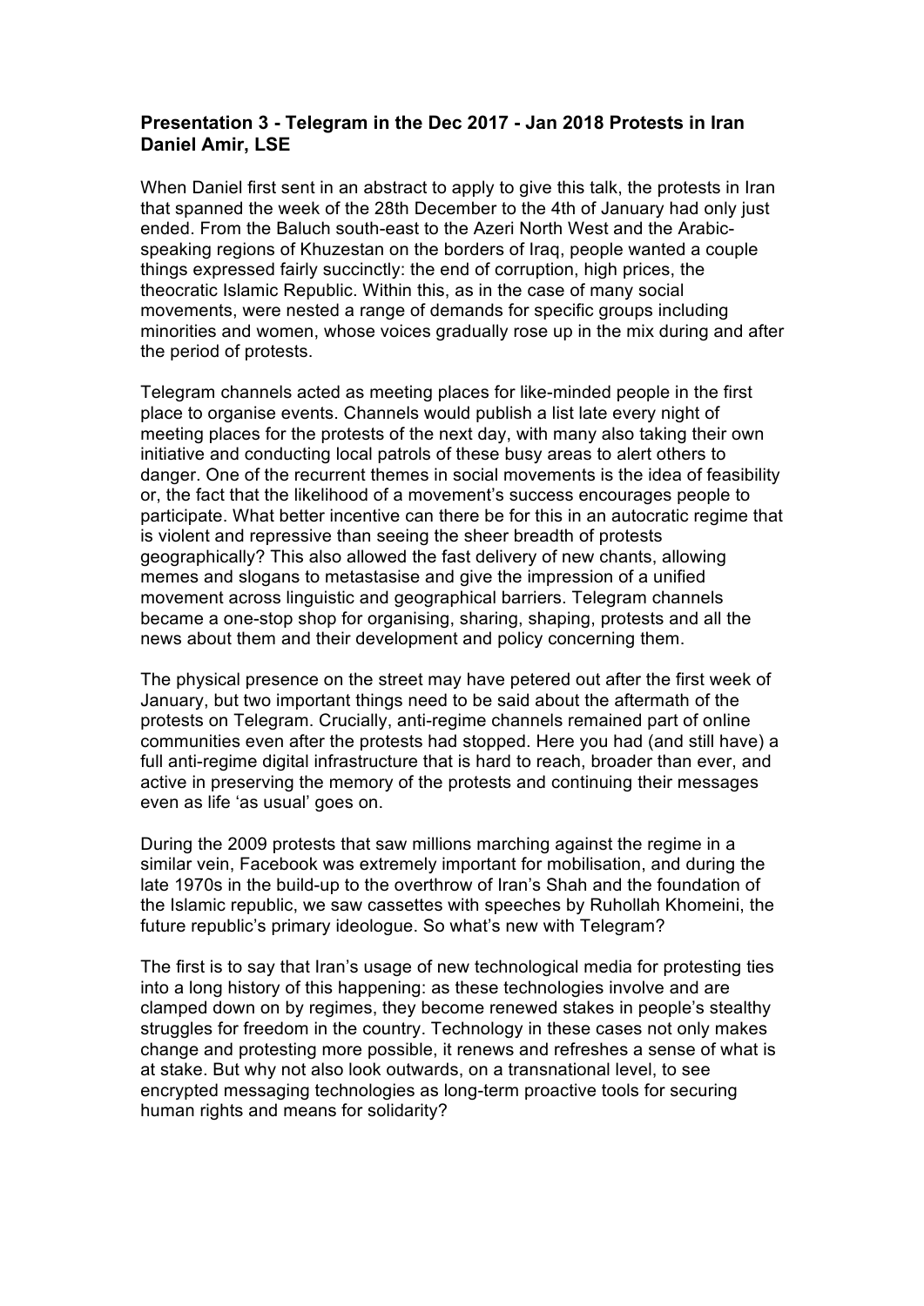### **Presentation 3 - Telegram in the Dec 2017 - Jan 2018 Protests in Iran Daniel Amir, LSE**

When Daniel first sent in an abstract to apply to give this talk, the protests in Iran that spanned the week of the 28th December to the 4th of January had only just ended. From the Baluch south-east to the Azeri North West and the Arabic-speaking regions of Khuzestan on the borders of Iraq, people wanted a couple things expressed fairly succinctly: the end of corruption, high prices, the theocratic Islamic Republic. Within this, as in the case of many social movements, were nested a range of demands for specific groups including minorities and women, whose voices gradually rose up in the mix during and after the period of protests.

Telegram channels acted as meeting places for like-minded people in the first place to organise events. Channels would publish a list late every night of meeting places for the protests of the next day, with many also taking their own initiative and conducting local patrols of these busy areas to alert others to danger. One of the recurrent themes in social movements is the idea of feasibility or, the fact that the likelihood of a movement's success encourages people to participate. What better incentive can there be for this in an autocratic regime that is violent and repressive than seeing the sheer breadth of protests geographically? This also allowed the fast delivery of new chants, allowing memes and slogans to metastasise and give the impression of a unified movement across linguistic and geographical barriers. Telegram channels became a one-stop shop for organising, sharing, shaping, protests and all the news about them and their development and policy concerning them.

The physical presence on the street may have petered out after the first week of January, but two important things need to be said about the aftermath of the protests on Telegram. Crucially, anti-regime channels remained part of online communities even after the protests had stopped. Here you had (and still have) a full anti-regime digital infrastructure that is hard to reach, broader than ever, and active in preserving the memory of the protests and continuing their messages even as life 'as usual' goes on.

During the 2009 protests that saw millions marching against the regime in a similar vein, Facebook was extremely important for mobilisation, and during the late 1970s in the build-up to the overthrow of Iran's Shah and the foundation of the Islamic republic, we saw cassettes with speeches by Ruhollah Khomeini, the future republic's primary ideologue. So what's new with Telegram?

The first is to say that Iran's usage of new technological media for protesting ties into a long history of this happening: as these technologies involve and are clamped down on by regimes, they become renewed stakes in people's stealthy struggles for freedom in the country. Technology in these cases not only makes change and protesting more possible, it renews and refreshes a sense of what is at stake. But why not also look outwards, on a transnational level, to see encrypted messaging technologies as long-term proactive tools for securing human rights and means for solidarity?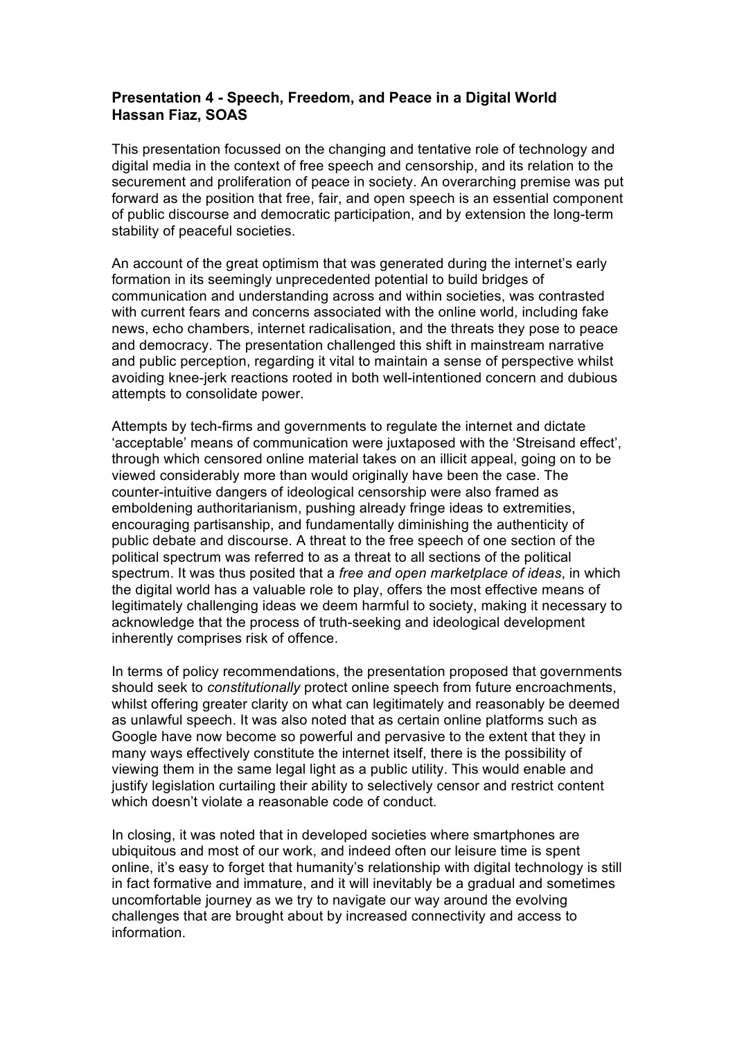**Presentation 4 - Speech, Freedom, and Peace in a Digital World**
**Hassan Fiaz, SOAS**

This presentation focussed on the changing and tentative role of technology and digital media in the context of free speech and censorship, and its relation to the securement and proliferation of peace in society. An overarching premise was put forward as the position that free, fair, and open speech is an essential component of public discourse and democratic participation, and by extension the long-term stability of peaceful societies.

An account of the great optimism that was generated during the internet's early formation in its seemingly unprecedented potential to build bridges of communication and understanding across and within societies, was contrasted with current fears and concerns associated with the online world, including fake news, echo chambers, internet radicalisation, and the threats they pose to peace and democracy. The presentation challenged this shift in mainstream narrative and public perception, regarding it vital to maintain a sense of perspective whilst avoiding knee-jerk reactions rooted in both well-intentioned concern and dubious attempts to consolidate power.

Attempts by tech-firms and governments to regulate the internet and dictate 'acceptable' means of communication were juxtaposed with the 'Streisand effect', through which censored online material takes on an illicit appeal, going on to be viewed considerably more than would originally have been the case. The counter-intuitive dangers of ideological censorship were also framed as emboldening authoritarianism, pushing already fringe ideas to extremities, encouraging partisanship, and fundamentally diminishing the authenticity of public debate and discourse. A threat to the free speech of one section of the political spectrum was referred to as a threat to all sections of the political spectrum. It was thus posited that a *free and open marketplace of ideas*, in which the digital world has a valuable role to play, offers the most effective means of legitimately challenging ideas we deem harmful to society, making it necessary to acknowledge that the process of truth-seeking and ideological development inherently comprises risk of offence.

In terms of policy recommendations, the presentation proposed that governments should seek to *constitutionally* protect online speech from future encroachments, whilst offering greater clarity on what can legitimately and reasonably be deemed as unlawful speech. It was also noted that as certain online platforms such as Google have now become so powerful and pervasive to the extent that they in many ways effectively constitute the internet itself, there is the possibility of viewing them in the same legal light as a public utility. This would enable and justify legislation curtailing their ability to selectively censor and restrict content which doesn't violate a reasonable code of conduct.

In closing, it was noted that in developed societies where smartphones are ubiquitous and most of our work, and indeed often our leisure time is spent online, it's easy to forget that humanity's relationship with digital technology is still in fact formative and immature, and it will inevitably be a gradual and sometimes uncomfortable journey as we try to navigate our way around the evolving challenges that are brought about by increased connectivity and access to information.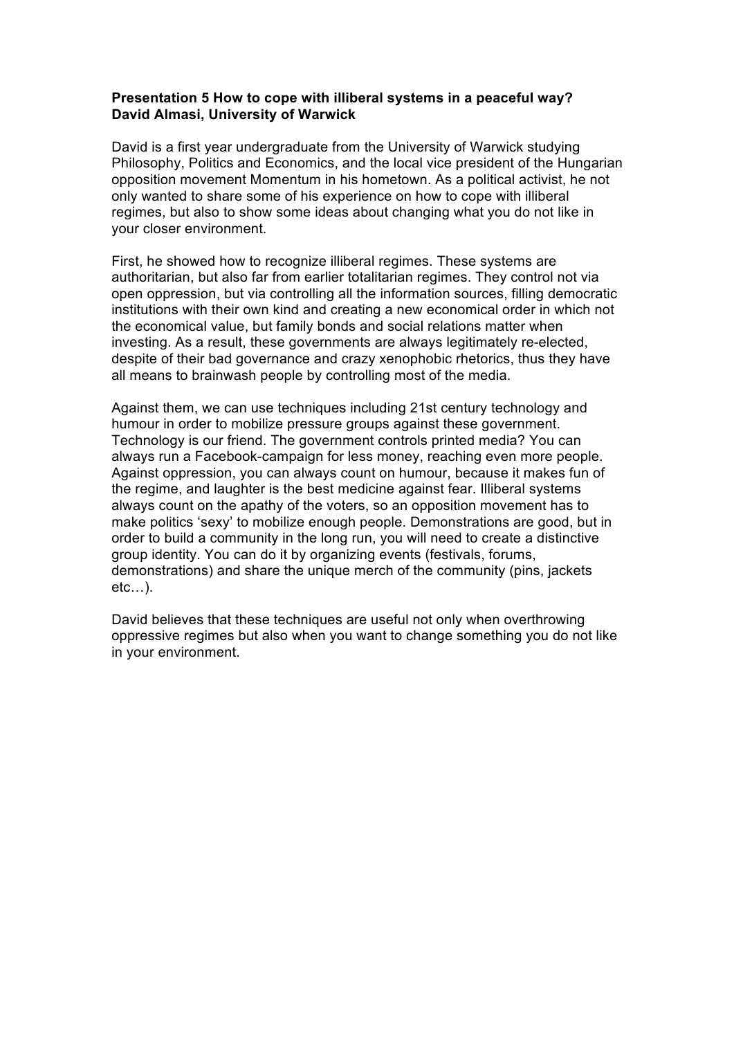**Presentation 5 How to cope with illiberal systems in a peaceful way?**
**David Almasi, University of Warwick**

David is a first year undergraduate from the University of Warwick studying Philosophy, Politics and Economics, and the local vice president of the Hungarian opposition movement Momentum in his hometown. As a political activist, he not only wanted to share some of his experience on how to cope with illiberal regimes, but also to show some ideas about changing what you do not like in your closer environment.

First, he showed how to recognize illiberal regimes. These systems are authoritarian, but also far from earlier totalitarian regimes. They control not via open oppression, but via controlling all the information sources, filling democratic institutions with their own kind and creating a new economical order in which not the economical value, but family bonds and social relations matter when investing. As a result, these governments are always legitimately re-elected, despite of their bad governance and crazy xenophobic rhetorics, thus they have all means to brainwash people by controlling most of the media.

Against them, we can use techniques including 21st century technology and humour in order to mobilize pressure groups against these government. Technology is our friend. The government controls printed media? You can always run a Facebook-campaign for less money, reaching even more people. Against oppression, you can always count on humour, because it makes fun of the regime, and laughter is the best medicine against fear. Illiberal systems always count on the apathy of the voters, so an opposition movement has to make politics 'sexy' to mobilize enough people. Demonstrations are good, but in order to build a community in the long run, you will need to create a distinctive group identity. You can do it by organizing events (festivals, forums, demonstrations) and share the unique merch of the community (pins, jackets etc…).

David believes that these techniques are useful not only when overthrowing oppressive regimes but also when you want to change something you do not like in your environment.